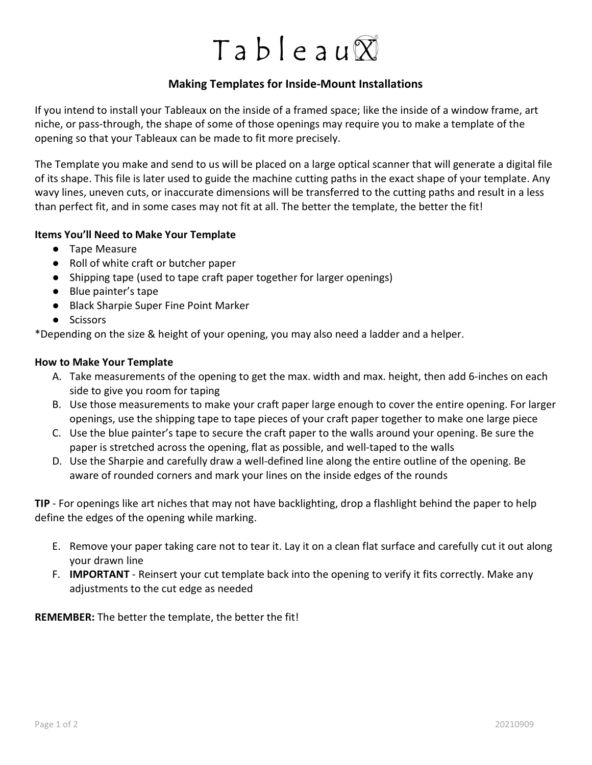# TableauX

## Making Templates for Inside-Mount Installations

If you intend to install your Tableaux on the inside of a framed space; like the inside of a window frame, art niche, or pass-through, the shape of some of those openings may require you to make a template of the opening so that your Tableaux can be made to fit more precisely.

The Template you make and send to us will be placed on a large optical scanner that will generate a digital file of its shape. This file is later used to guide the machine cutting paths in the exact shape of your template. Any wavy lines, uneven cuts, or inaccurate dimensions will be transferred to the cutting paths and result in a less than perfect fit, and in some cases may not fit at all. The better the template, the better the fit!

**Items You'll Need to Make Your Template**

- Tape Measure
- Roll of white craft or butcher paper
- Shipping tape (used to tape craft paper together for larger openings)
- Blue painter's tape
- Black Sharpie Super Fine Point Marker
- Scissors

*Depending on the size & height of your opening, you may also need a ladder and a helper.

**How to Make Your Template**

A. Take measurements of the opening to get the max. width and max. height, then add 6-inches on each side to give you room for taping
B. Use those measurements to make your craft paper large enough to cover the entire opening. For larger openings, use the shipping tape to tape pieces of your craft paper together to make one large piece
C. Use the blue painter's tape to secure the craft paper to the walls around your opening. Be sure the paper is stretched across the opening, flat as possible, and well-taped to the walls
D. Use the Sharpie and carefully draw a well-defined line along the entire outline of the opening. Be aware of rounded corners and mark your lines on the inside edges of the rounds

**TIP** - For openings like art niches that may not have backlighting, drop a flashlight behind the paper to help define the edges of the opening while marking.

E. Remove your paper taking care not to tear it. Lay it on a clean flat surface and carefully cut it out along your drawn line
F. **IMPORTANT** - Reinsert your cut template back into the opening to verify it fits correctly. Make any adjustments to the cut edge as needed

**REMEMBER:** The better the template, the better the fit!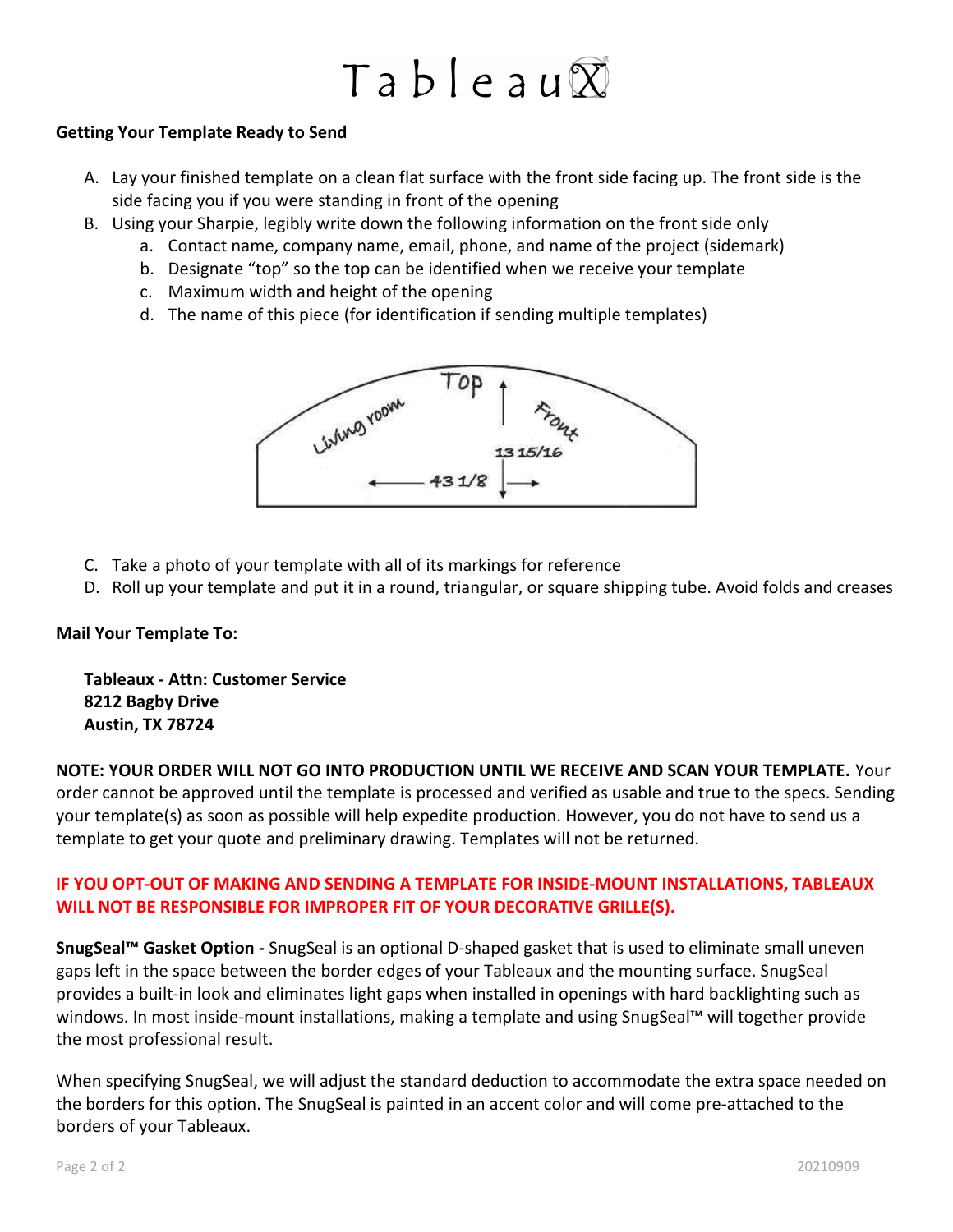# TableauX

**Getting Your Template Ready to Send**

A. Lay your finished template on a clean flat surface with the front side facing up. The front side is the side facing you if you were standing in front of the opening
B. Using your Sharpie, legibly write down the following information on the front side only
   a. Contact name, company name, email, phone, and name of the project (sidemark)
   b. Designate "top" so the top can be identified when we receive your template
   c. Maximum width and height of the opening
   d. The name of this piece (for identification if sending multiple templates)

Top
Living room
Front
13 15/16
43 1/8

C. Take a photo of your template with all of its markings for reference
D. Roll up your template and put it in a round, triangular, or square shipping tube. Avoid folds and creases

**Mail Your Template To:**

**Tableaux - Attn: Customer Service**
**8212 Bagby Drive**
**Austin, TX 78724**

**NOTE: YOUR ORDER WILL NOT GO INTO PRODUCTION UNTIL WE RECEIVE AND SCAN YOUR TEMPLATE.** Your order cannot be approved until the template is processed and verified as usable and true to the specs. Sending your template(s) as soon as possible will help expedite production. However, you do not have to send us a template to get your quote and preliminary drawing. Templates will not be returned.

**IF YOU OPT-OUT OF MAKING AND SENDING A TEMPLATE FOR INSIDE-MOUNT INSTALLATIONS, TABLEAUX WILL NOT BE RESPONSIBLE FOR IMPROPER FIT OF YOUR DECORATIVE GRILLE(S).**

**SnugSeal™ Gasket Option -** SnugSeal is an optional D-shaped gasket that is used to eliminate small uneven gaps left in the space between the border edges of your Tableaux and the mounting surface. SnugSeal provides a built-in look and eliminates light gaps when installed in openings with hard backlighting such as windows. In most inside-mount installations, making a template and using SnugSeal™ will together provide the most professional result.

When specifying SnugSeal, we will adjust the standard deduction to accommodate the extra space needed on the borders for this option. The SnugSeal is painted in an accent color and will come pre-attached to the borders of your Tableaux.